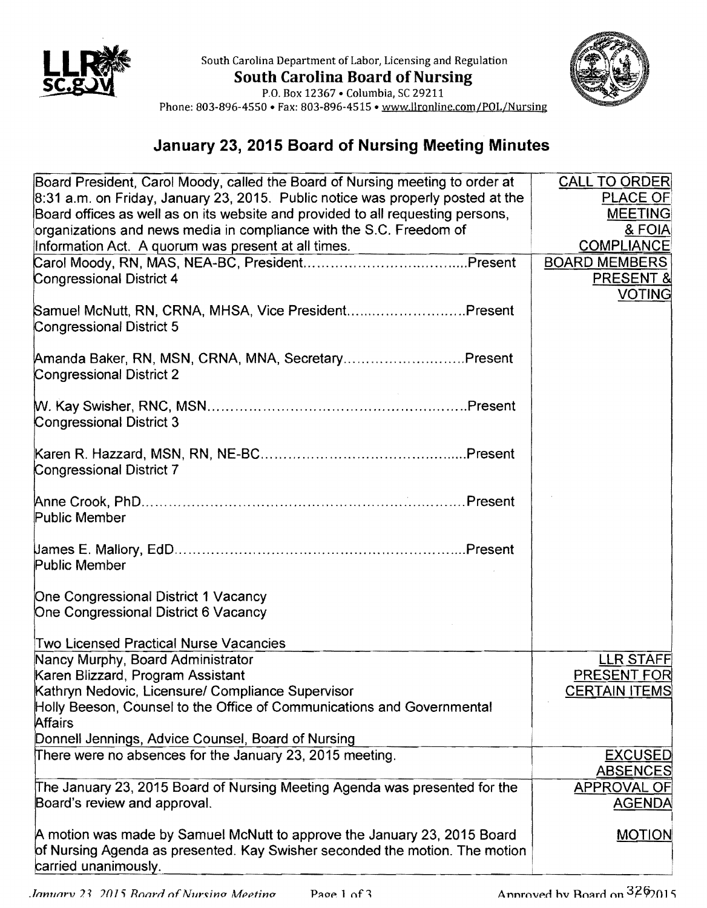South Carolina Department of Labor, Licensing and Regulation

**South Carolina Board of Nursing**

P.O. Box 12367 • Columbia, SC 29211

Phone: 803-896-4550 • Fax: 803-896-4515 • www.llronline.com/POL/Nursing

# January 23, 2015 Board of Nursing Meeting Minutes

| | |
|---|---|
| Board President, Carol Moody, called the Board of Nursing meeting to order at 8:31 a.m. on Friday, January 23, 2015. Public notice was properly posted at the Board offices as well as on its website and provided to all requesting persons, organizations and news media in compliance with the S.C. Freedom of Information Act. A quorum was present at all times. | CALL TO ORDER PLACE OF MEETING & FOIA COMPLIANCE |
| Carol Moody, RN, MAS, NEA-BC, President....................Present<br>Congressional District 4<br><br>Samuel McNutt, RN, CRNA, MHSA, Vice President....................Present<br>Congressional District 5<br><br>Amanda Baker, RN, MSN, CRNA, MNA, Secretary....................Present<br>Congressional District 2<br><br>W. Kay Swisher, RNC, MSN....................Present<br>Congressional District 3<br><br>Karen R. Hazzard, MSN, RN, NE-BC....................Present<br>Congressional District 7<br><br>Anne Crook, PhD....................Present<br>Public Member<br><br>James E. Mallory, EdD....................Present<br>Public Member<br><br>One Congressional District 1 Vacancy<br>One Congressional District 6 Vacancy<br><br>Two Licensed Practical Nurse Vacancies | BOARD MEMBERS PRESENT & VOTING |
| Nancy Murphy, Board Administrator<br>Karen Blizzard, Program Assistant<br>Kathryn Nedovic, Licensure/ Compliance Supervisor<br>Holly Beeson, Counsel to the Office of Communications and Governmental Affairs<br>Donnell Jennings, Advice Counsel, Board of Nursing | LLR STAFF PRESENT FOR CERTAIN ITEMS |
| There were no absences for the January 23, 2015 meeting. | EXCUSED ABSENCES |
| The January 23, 2015 Board of Nursing Meeting Agenda was presented for the Board's review and approval. | APPROVAL OF AGENDA |
| A motion was made by Samuel McNutt to approve the January 23, 2015 Board of Nursing Agenda as presented. Kay Swisher seconded the motion. The motion carried unanimously. | MOTION |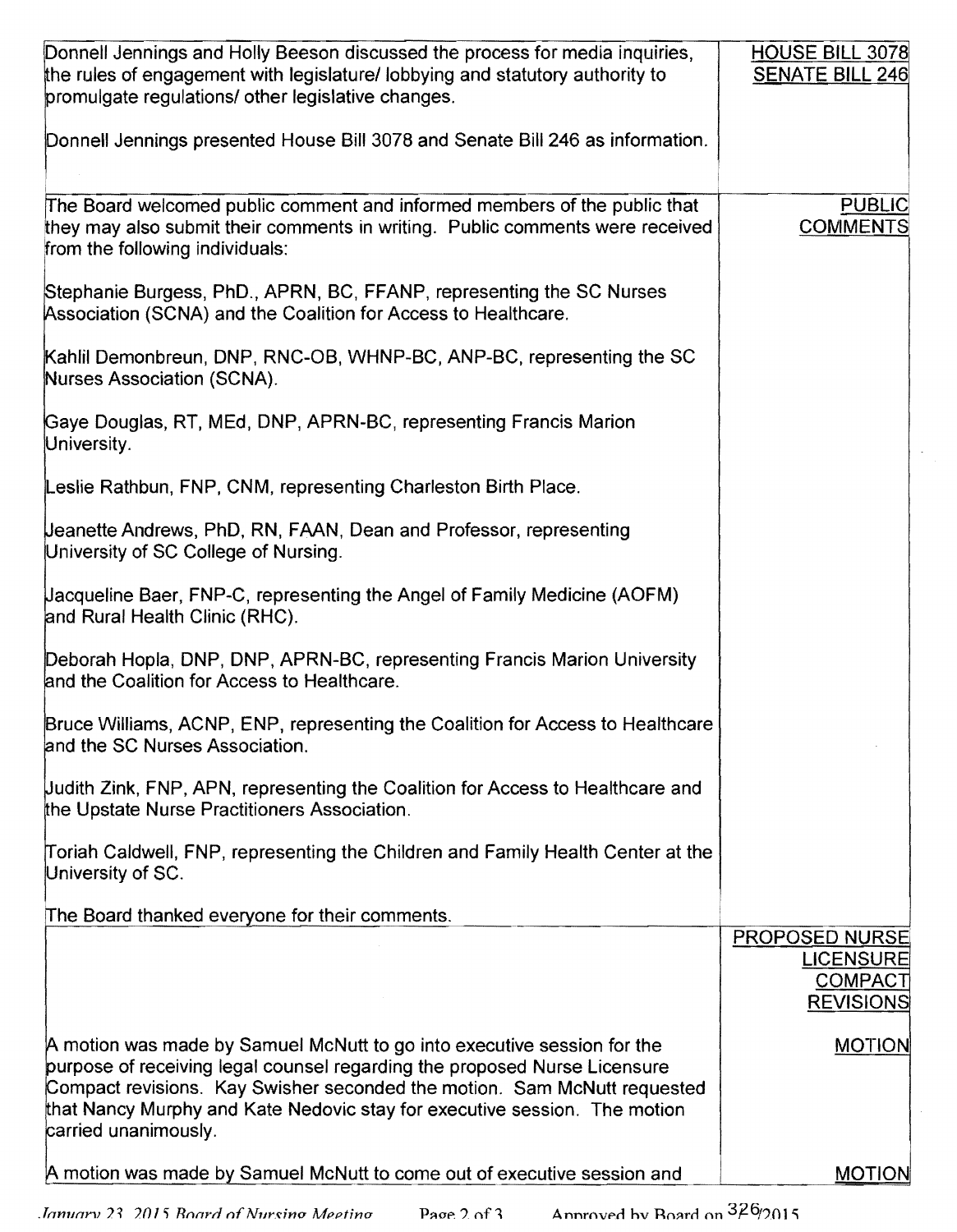| | |
|---|---|
| Donnell Jennings and Holly Beeson discussed the process for media inquiries, the rules of engagement with legislature/ lobbying and statutory authority to promulgate regulations/ other legislative changes.<br><br>Donnell Jennings presented House Bill 3078 and Senate Bill 246 as information. | HOUSE BILL 3078<br>SENATE BILL 246 |
| The Board welcomed public comment and informed members of the public that they may also submit their comments in writing. Public comments were received from the following individuals:<br><br>Stephanie Burgess, PhD., APRN, BC, FFANP, representing the SC Nurses Association (SCNA) and the Coalition for Access to Healthcare.<br><br>Kahlil Demonbreun, DNP, RNC-OB, WHNP-BC, ANP-BC, representing the SC Nurses Association (SCNA).<br><br>Gaye Douglas, RT, MEd, DNP, APRN-BC, representing Francis Marion University.<br><br>Leslie Rathbun, FNP, CNM, representing Charleston Birth Place.<br><br>Jeanette Andrews, PhD, RN, FAAN, Dean and Professor, representing University of SC College of Nursing.<br><br>Jacqueline Baer, FNP-C, representing the Angel of Family Medicine (AOFM) and Rural Health Clinic (RHC).<br><br>Deborah Hopla, DNP, DNP, APRN-BC, representing Francis Marion University and the Coalition for Access to Healthcare.<br><br>Bruce Williams, ACNP, ENP, representing the Coalition for Access to Healthcare and the SC Nurses Association.<br><br>Judith Zink, FNP, APN, representing the Coalition for Access to Healthcare and the Upstate Nurse Practitioners Association.<br><br>Toriah Caldwell, FNP, representing the Children and Family Health Center at the University of SC.<br><br>The Board thanked everyone for their comments. | PUBLIC COMMENTS |
| | PROPOSED NURSE LICENSURE COMPACT REVISIONS |
| A motion was made by Samuel McNutt to go into executive session for the purpose of receiving legal counsel regarding the proposed Nurse Licensure Compact revisions. Kay Swisher seconded the motion. Sam McNutt requested that Nancy Murphy and Kate Nedovic stay for executive session. The motion carried unanimously. | MOTION |
| A motion was made by Samuel McNutt to come out of executive session and | MOTION |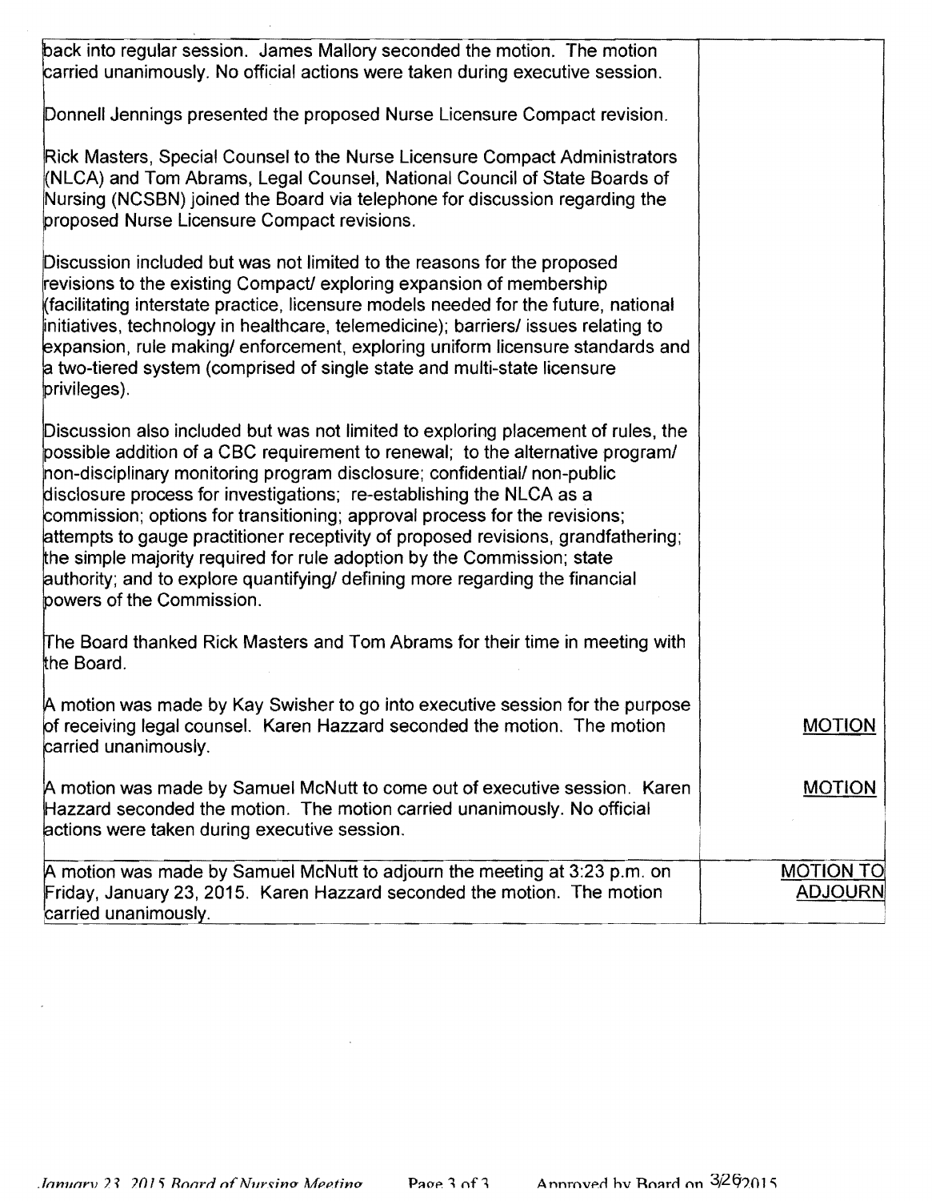| | |
|---|---|
| back into regular session. James Mallory seconded the motion. The motion carried unanimously. No official actions were taken during executive session.<br><br>Donnell Jennings presented the proposed Nurse Licensure Compact revision.<br><br>Rick Masters, Special Counsel to the Nurse Licensure Compact Administrators (NLCA) and Tom Abrams, Legal Counsel, National Council of State Boards of Nursing (NCSBN) joined the Board via telephone for discussion regarding the proposed Nurse Licensure Compact revisions.<br><br>Discussion included but was not limited to the reasons for the proposed revisions to the existing Compact/ exploring expansion of membership (facilitating interstate practice, licensure models needed for the future, national initiatives, technology in healthcare, telemedicine); barriers/ issues relating to expansion, rule making/ enforcement, exploring uniform licensure standards and a two-tiered system (comprised of single state and multi-state licensure privileges).<br><br>Discussion also included but was not limited to exploring placement of rules, the possible addition of a CBC requirement to renewal; to the alternative program/ non-disciplinary monitoring program disclosure; confidential/ non-public disclosure process for investigations; re-establishing the NLCA as a commission; options for transitioning; approval process for the revisions; attempts to gauge practitioner receptivity of proposed revisions, grandfathering; the simple majority required for rule adoption by the Commission; state authority; and to explore quantifying/ defining more regarding the financial powers of the Commission.<br><br>The Board thanked Rick Masters and Tom Abrams for their time in meeting with the Board.<br><br>A motion was made by Kay Swisher to go into executive session for the purpose of receiving legal counsel. Karen Hazzard seconded the motion. The motion carried unanimously.<br><br>A motion was made by Samuel McNutt to come out of executive session. Karen Hazzard seconded the motion. The motion carried unanimously. No official actions were taken during executive session. | <br><br><br><br><br><br><br><br><br><br><br><br><br><br><br><br><br><br><br><br><br><br><br><br><br><br><br>MOTION<br><br><br>MOTION |
| A motion was made by Samuel McNutt to adjourn the meeting at 3:23 p.m. on Friday, January 23, 2015. Karen Hazzard seconded the motion. The motion carried unanimously. | MOTION TO ADJOURN |

*January 23, 2015 Board of Nursing Meeting* Approved by Board on 3/26/2015